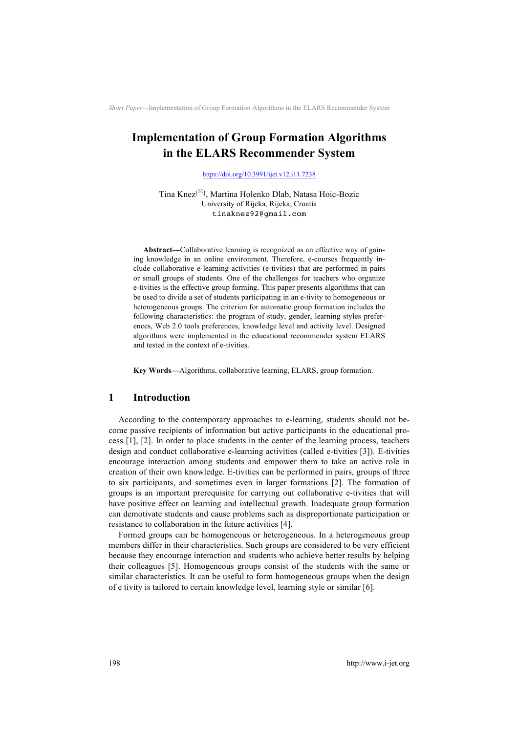# Implementation of Group Formation Algorithms in the ELARS Recommender System

https://doi.org/10.3991/ijet.v12.i11.7238

Tina Knez(✉), Martina Holenko Dlab, Natasa Hoic-Bozic
University of Rijeka, Rijeka, Croatia
tinaknez92@gmail.com

**Abstract—**Collaborative learning is recognized as an effective way of gaining knowledge in an online environment. Therefore, e-courses frequently include collaborative e-learning activities (e-tivities) that are performed in pairs or small groups of students. One of the challenges for teachers who organize e-tivities is the effective group forming. This paper presents algorithms that can be used to divide a set of students participating in an e-tivity to homogeneous or heterogeneous groups. The criterion for automatic group formation includes the following characteristics: the program of study, gender, learning styles preferences, Web 2.0 tools preferences, knowledge level and activity level. Designed algorithms were implemented in the educational recommender system ELARS and tested in the context of e-tivities.

**Key Words—**Algorithms, collaborative learning, ELARS, group formation.

## 1 Introduction

According to the contemporary approaches to e-learning, students should not become passive recipients of information but active participants in the educational process [1], [2]. In order to place students in the center of the learning process, teachers design and conduct collaborative e-learning activities (called e-tivities [3]). E-tivities encourage interaction among students and empower them to take an active role in creation of their own knowledge. E-tivities can be performed in pairs, groups of three to six participants, and sometimes even in larger formations [2]. The formation of groups is an important prerequisite for carrying out collaborative e-tivities that will have positive effect on learning and intellectual growth. Inadequate group formation can demotivate students and cause problems such as disproportionate participation or resistance to collaboration in the future activities [4].

Formed groups can be homogeneous or heterogeneous. In a heterogeneous group members differ in their characteristics. Such groups are considered to be very efficient because they encourage interaction and students who achieve better results by helping their colleagues [5]. Homogeneous groups consist of the students with the same or similar characteristics. It can be useful to form homogeneous groups when the design of e tivity is tailored to certain knowledge level, learning style or similar [6].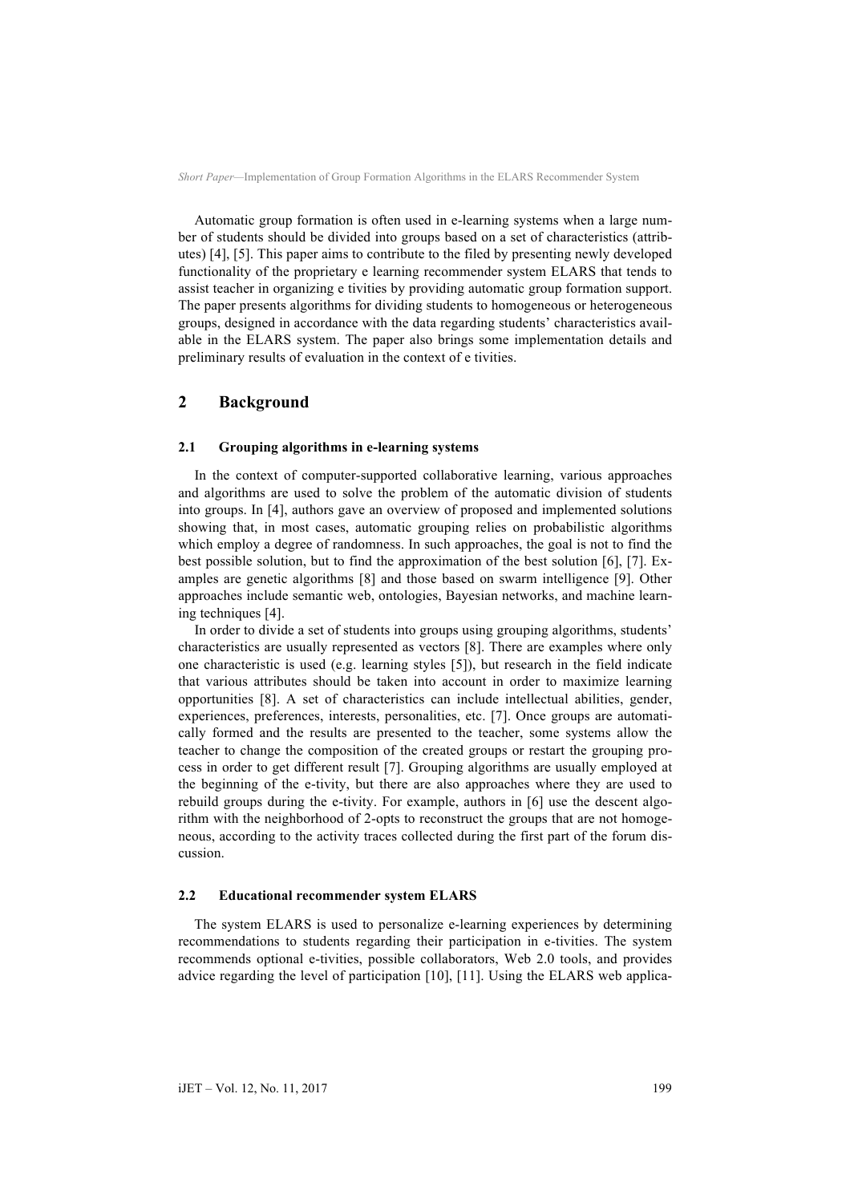Automatic group formation is often used in e-learning systems when a large number of students should be divided into groups based on a set of characteristics (attributes) [4], [5]. This paper aims to contribute to the filed by presenting newly developed functionality of the proprietary e learning recommender system ELARS that tends to assist teacher in organizing e tivities by providing automatic group formation support. The paper presents algorithms for dividing students to homogeneous or heterogeneous groups, designed in accordance with the data regarding students' characteristics available in the ELARS system. The paper also brings some implementation details and preliminary results of evaluation in the context of e tivities.

## 2 Background

### 2.1 Grouping algorithms in e-learning systems

In the context of computer-supported collaborative learning, various approaches and algorithms are used to solve the problem of the automatic division of students into groups. In [4], authors gave an overview of proposed and implemented solutions showing that, in most cases, automatic grouping relies on probabilistic algorithms which employ a degree of randomness. In such approaches, the goal is not to find the best possible solution, but to find the approximation of the best solution [6], [7]. Examples are genetic algorithms [8] and those based on swarm intelligence [9]. Other approaches include semantic web, ontologies, Bayesian networks, and machine learning techniques [4].

In order to divide a set of students into groups using grouping algorithms, students' characteristics are usually represented as vectors [8]. There are examples where only one characteristic is used (e.g. learning styles [5]), but research in the field indicate that various attributes should be taken into account in order to maximize learning opportunities [8]. A set of characteristics can include intellectual abilities, gender, experiences, preferences, interests, personalities, etc. [7]. Once groups are automatically formed and the results are presented to the teacher, some systems allow the teacher to change the composition of the created groups or restart the grouping process in order to get different result [7]. Grouping algorithms are usually employed at the beginning of the e-tivity, but there are also approaches where they are used to rebuild groups during the e-tivity. For example, authors in [6] use the descent algorithm with the neighborhood of 2-opts to reconstruct the groups that are not homogeneous, according to the activity traces collected during the first part of the forum discussion.

### 2.2 Educational recommender system ELARS

The system ELARS is used to personalize e-learning experiences by determining recommendations to students regarding their participation in e-tivities. The system recommends optional e-tivities, possible collaborators, Web 2.0 tools, and provides advice regarding the level of participation [10], [11]. Using the ELARS web applica-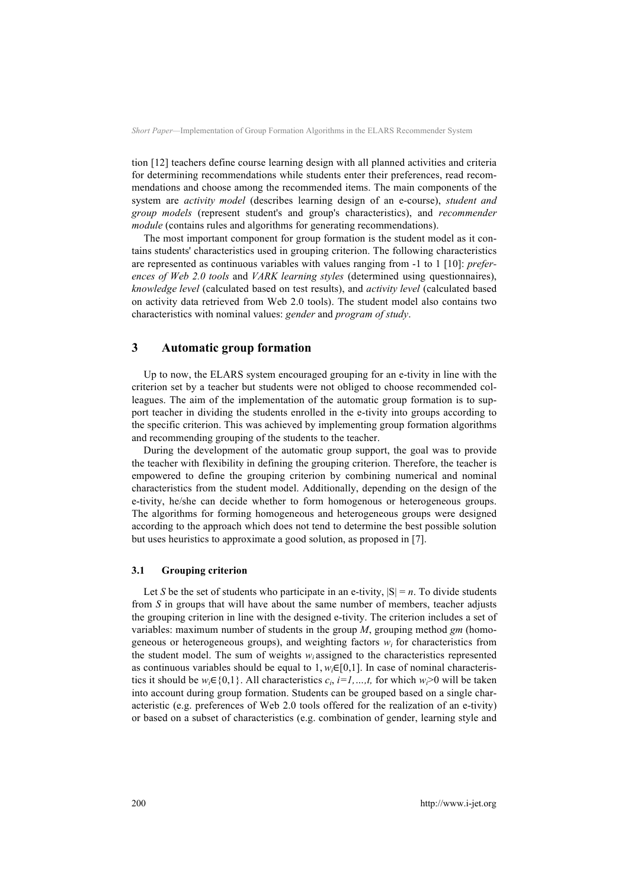tion [12] teachers define course learning design with all planned activities and criteria for determining recommendations while students enter their preferences, read recommendations and choose among the recommended items. The main components of the system are *activity model* (describes learning design of an e-course), *student and group models* (represent student's and group's characteristics), and *recommender module* (contains rules and algorithms for generating recommendations).

The most important component for group formation is the student model as it contains students' characteristics used in grouping criterion. The following characteristics are represented as continuous variables with values ranging from -1 to 1 [10]: *preferences of Web 2.0 tools* and *VARK learning styles* (determined using questionnaires), *knowledge level* (calculated based on test results), and *activity level* (calculated based on activity data retrieved from Web 2.0 tools). The student model also contains two characteristics with nominal values: *gender* and *program of study*.

## 3 Automatic group formation

Up to now, the ELARS system encouraged grouping for an e-tivity in line with the criterion set by a teacher but students were not obliged to choose recommended colleagues. The aim of the implementation of the automatic group formation is to support teacher in dividing the students enrolled in the e-tivity into groups according to the specific criterion. This was achieved by implementing group formation algorithms and recommending grouping of the students to the teacher.

During the development of the automatic group support, the goal was to provide the teacher with flexibility in defining the grouping criterion. Therefore, the teacher is empowered to define the grouping criterion by combining numerical and nominal characteristics from the student model. Additionally, depending on the design of the e-tivity, he/she can decide whether to form homogenous or heterogeneous groups. The algorithms for forming homogeneous and heterogeneous groups were designed according to the approach which does not tend to determine the best possible solution but uses heuristics to approximate a good solution, as proposed in [7].

### 3.1 Grouping criterion

Let $S$ be the set of students who participate in an e-tivity, $|S| = n$. To divide students from $S$ in groups that will have about the same number of members, teacher adjusts the grouping criterion in line with the designed e-tivity. The criterion includes a set of variables: maximum number of students in the group $M$, grouping method $gm$ (homogeneous or heterogeneous groups), and weighting factors $w_i$ for characteristics from the student model. The sum of weights $w_i$ assigned to the characteristics represented as continuous variables should be equal to 1, $w_i \in [0,1]$. In case of nominal characteristics it should be $w_i \in \{0,1\}$. All characteristics $c_i$, $i=1,\ldots,t,$ for which $w_i > 0$ will be taken into account during group formation. Students can be grouped based on a single characteristic (e.g. preferences of Web 2.0 tools offered for the realization of an e-tivity) or based on a subset of characteristics (e.g. combination of gender, learning style and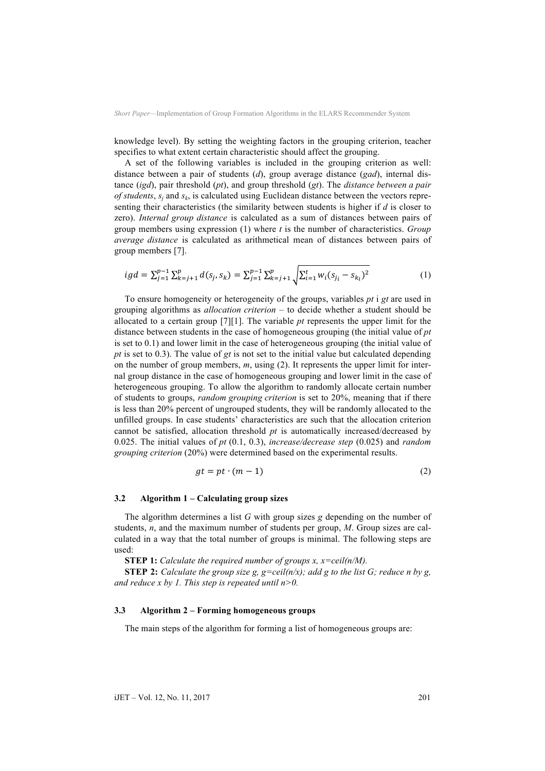knowledge level). By setting the weighting factors in the grouping criterion, teacher specifies to what extent certain characteristic should affect the grouping.

A set of the following variables is included in the grouping criterion as well: distance between a pair of students (*d*), group average distance (*gad*), internal distance (*igd*), pair threshold (*pt*), and group threshold (*gt*). The *distance between a pair of students*, $s_j$ and $s_k$, is calculated using Euclidean distance between the vectors representing their characteristics (the similarity between students is higher if *d* is closer to zero). *Internal group distance* is calculated as a sum of distances between pairs of group members using expression (1) where *t* is the number of characteristics. *Group average distance* is calculated as arithmetical mean of distances between pairs of group members [7].

$$igd = \sum_{j=1}^{p-1} \sum_{k=j+1}^{p} d(s_j, s_k) = \sum_{j=1}^{p-1} \sum_{k=j+1}^{p} \sqrt{\sum_{i=1}^{t} w_i (s_{j_i} - s_{k_i})^2} \quad (1)$$

To ensure homogeneity or heterogeneity of the groups, variables *pt* i *gt* are used in grouping algorithms as *allocation criterion* – to decide whether a student should be allocated to a certain group [7][1]. The variable *pt* represents the upper limit for the distance between students in the case of homogeneous grouping (the initial value of *pt* is set to 0.1) and lower limit in the case of heterogeneous grouping (the initial value of *pt* is set to 0.3). The value of *gt* is not set to the initial value but calculated depending on the number of group members, *m*, using (2). It represents the upper limit for internal group distance in the case of homogeneous grouping and lower limit in the case of heterogeneous grouping. To allow the algorithm to randomly allocate certain number of students to groups, *random grouping criterion* is set to 20%, meaning that if there is less than 20% percent of ungrouped students, they will be randomly allocated to the unfilled groups. In case students' characteristics are such that the allocation criterion cannot be satisfied, allocation threshold *pt* is automatically increased/decreased by 0.025. The initial values of *pt* (0.1, 0.3), *increase/decrease step* (0.025) and *random grouping criterion* (20%) were determined based on the experimental results.

$$gt = pt \cdot (m - 1) \quad (2)$$

### 3.2 Algorithm 1 – Calculating group sizes

The algorithm determines a list *G* with group sizes *g* depending on the number of students, *n*, and the maximum number of students per group, *M*. Group sizes are calculated in a way that the total number of groups is minimal. The following steps are used:

**STEP 1:** *Calculate the required number of groups x, x=ceil(n/M).*

**STEP 2:** *Calculate the group size g, g=ceil(n/x); add g to the list G; reduce n by g, and reduce x by 1. This step is repeated until n>0.*

### 3.3 Algorithm 2 – Forming homogeneous groups

The main steps of the algorithm for forming a list of homogeneous groups are: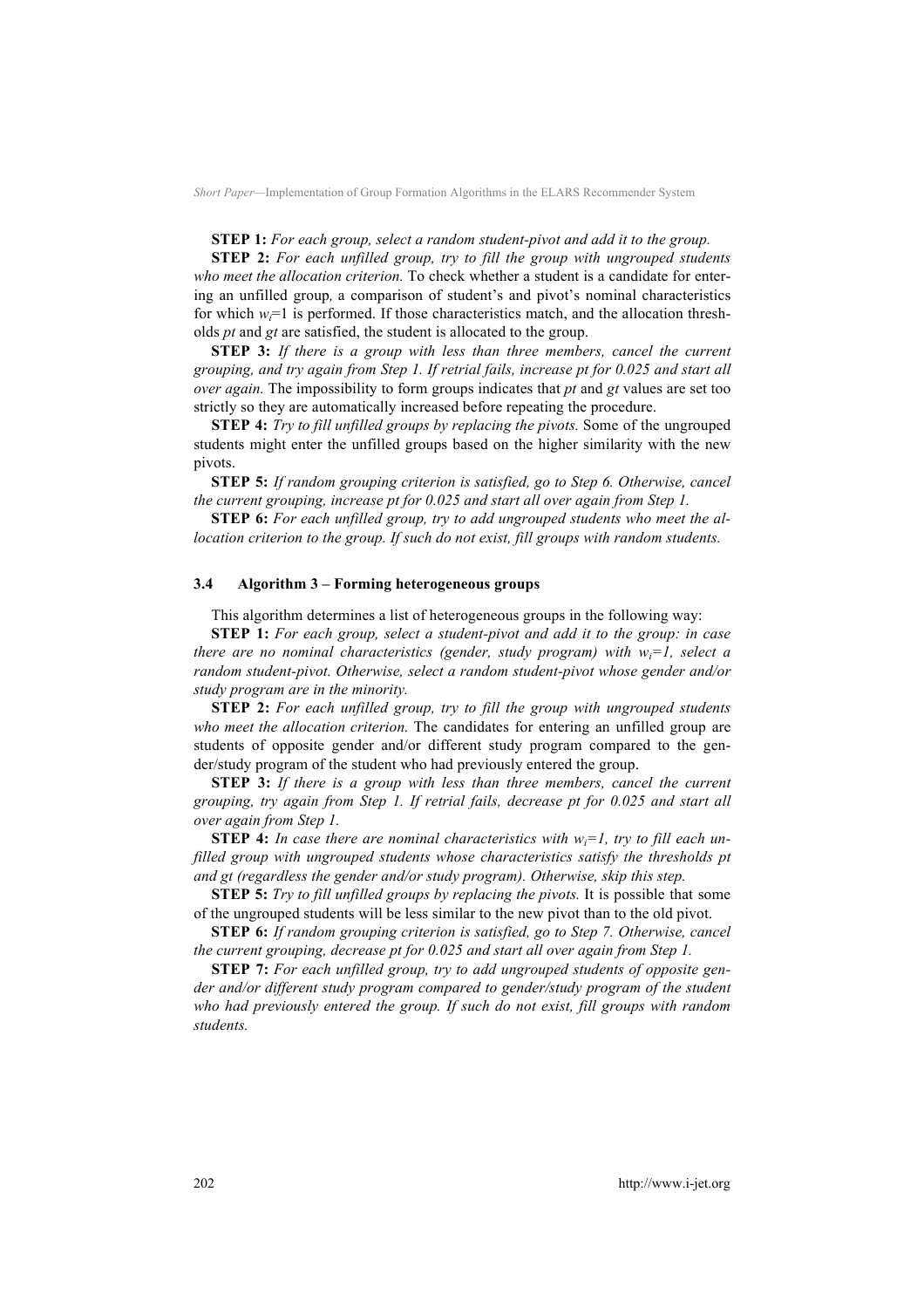**STEP 1:** *For each group, select a random student-pivot and add it to the group.*

**STEP 2:** *For each unfilled group, try to fill the group with ungrouped students who meet the allocation criterion.* To check whether a student is a candidate for entering an unfilled group, a comparison of student's and pivot's nominal characteristics for which $w_i$=1 is performed. If those characteristics match, and the allocation thresholds *pt* and *gt* are satisfied, the student is allocated to the group.

**STEP 3:** *If there is a group with less than three members, cancel the current grouping, and try again from Step 1. If retrial fails, increase pt for 0.025 and start all over again.* The impossibility to form groups indicates that *pt* and *gt* values are set too strictly so they are automatically increased before repeating the procedure.

**STEP 4:** *Try to fill unfilled groups by replacing the pivots.* Some of the ungrouped students might enter the unfilled groups based on the higher similarity with the new pivots.

**STEP 5:** *If random grouping criterion is satisfied, go to Step 6. Otherwise, cancel the current grouping, increase pt for 0.025 and start all over again from Step 1.*

**STEP 6:** *For each unfilled group, try to add ungrouped students who meet the allocation criterion to the group. If such do not exist, fill groups with random students.*

### 3.4 Algorithm 3 – Forming heterogeneous groups

This algorithm determines a list of heterogeneous groups in the following way:

**STEP 1:** *For each group, select a student-pivot and add it to the group: in case there are no nominal characteristics (gender, study program) with $w_i$=1, select a random student-pivot. Otherwise, select a random student-pivot whose gender and/or study program are in the minority.*

**STEP 2:** *For each unfilled group, try to fill the group with ungrouped students who meet the allocation criterion.* The candidates for entering an unfilled group are students of opposite gender and/or different study program compared to the gender/study program of the student who had previously entered the group.

**STEP 3:** *If there is a group with less than three members, cancel the current grouping, try again from Step 1. If retrial fails, decrease pt for 0.025 and start all over again from Step 1.*

**STEP 4:** *In case there are nominal characteristics with $w_i$=1, try to fill each unfilled group with ungrouped students whose characteristics satisfy the thresholds pt and gt (regardless the gender and/or study program). Otherwise, skip this step.*

**STEP 5:** *Try to fill unfilled groups by replacing the pivots.* It is possible that some of the ungrouped students will be less similar to the new pivot than to the old pivot.

**STEP 6:** *If random grouping criterion is satisfied, go to Step 7. Otherwise, cancel the current grouping, decrease pt for 0.025 and start all over again from Step 1.*

**STEP 7:** *For each unfilled group, try to add ungrouped students of opposite gender and/or different study program compared to gender/study program of the student who had previously entered the group. If such do not exist, fill groups with random students.*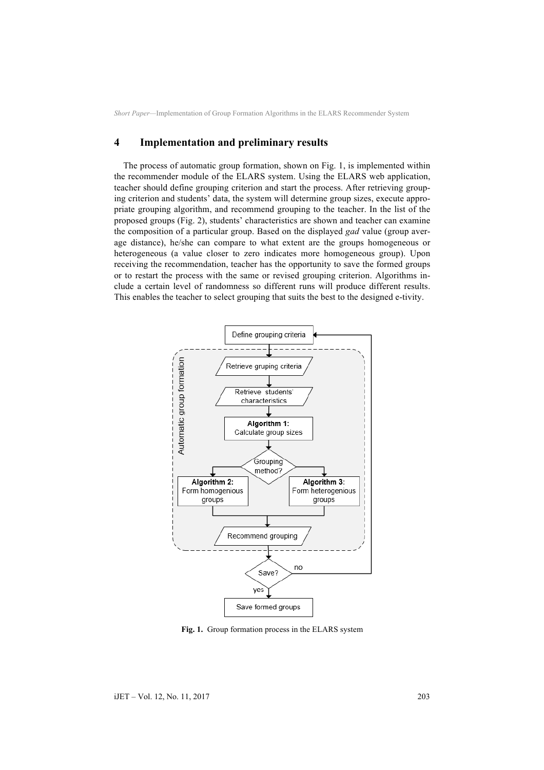## 4 Implementation and preliminary results

The process of automatic group formation, shown on Fig. 1, is implemented within the recommender module of the ELARS system. Using the ELARS web application, teacher should define grouping criterion and start the process. After retrieving grouping criterion and students' data, the system will determine group sizes, execute appropriate grouping algorithm, and recommend grouping to the teacher. In the list of the proposed groups (Fig. 2), students' characteristics are shown and teacher can examine the composition of a particular group. Based on the displayed *gad* value (group average distance), he/she can compare to what extent are the groups homogeneous or heterogeneous (a value closer to zero indicates more homogeneous group). Upon receiving the recommendation, teacher has the opportunity to save the formed groups or to restart the process with the same or revised grouping criterion. Algorithms include a certain level of randomness so different runs will produce different results. This enables the teacher to select grouping that suits the best to the designed e-tivity.

**Fig. 1.** Group formation process in the ELARS system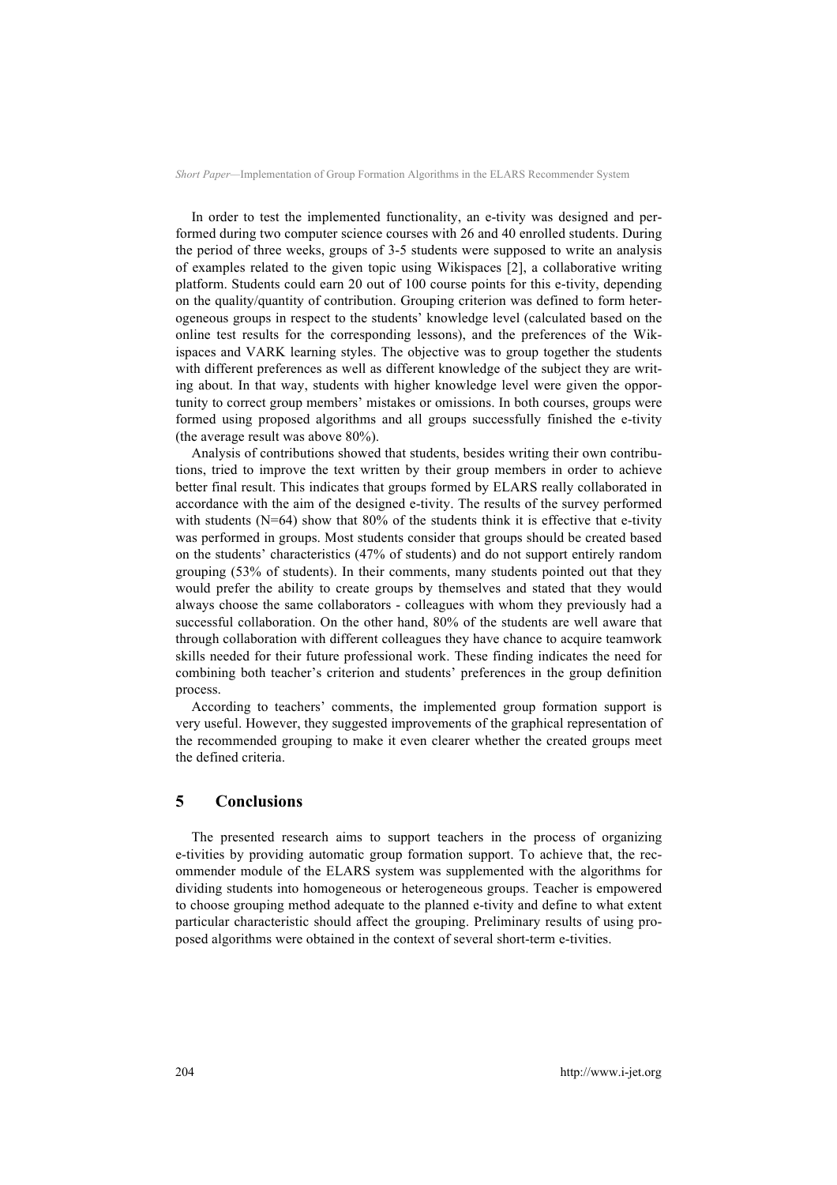In order to test the implemented functionality, an e-tivity was designed and performed during two computer science courses with 26 and 40 enrolled students. During the period of three weeks, groups of 3-5 students were supposed to write an analysis of examples related to the given topic using Wikispaces [2], a collaborative writing platform. Students could earn 20 out of 100 course points for this e-tivity, depending on the quality/quantity of contribution. Grouping criterion was defined to form heterogeneous groups in respect to the students' knowledge level (calculated based on the online test results for the corresponding lessons), and the preferences of the Wikispaces and VARK learning styles. The objective was to group together the students with different preferences as well as different knowledge of the subject they are writing about. In that way, students with higher knowledge level were given the opportunity to correct group members' mistakes or omissions. In both courses, groups were formed using proposed algorithms and all groups successfully finished the e-tivity (the average result was above 80%).

Analysis of contributions showed that students, besides writing their own contributions, tried to improve the text written by their group members in order to achieve better final result. This indicates that groups formed by ELARS really collaborated in accordance with the aim of the designed e-tivity. The results of the survey performed with students (N=64) show that 80% of the students think it is effective that e-tivity was performed in groups. Most students consider that groups should be created based on the students' characteristics (47% of students) and do not support entirely random grouping (53% of students). In their comments, many students pointed out that they would prefer the ability to create groups by themselves and stated that they would always choose the same collaborators - colleagues with whom they previously had a successful collaboration. On the other hand, 80% of the students are well aware that through collaboration with different colleagues they have chance to acquire teamwork skills needed for their future professional work. These finding indicates the need for combining both teacher's criterion and students' preferences in the group definition process.

According to teachers' comments, the implemented group formation support is very useful. However, they suggested improvements of the graphical representation of the recommended grouping to make it even clearer whether the created groups meet the defined criteria.

## 5 Conclusions

The presented research aims to support teachers in the process of organizing e-tivities by providing automatic group formation support. To achieve that, the recommender module of the ELARS system was supplemented with the algorithms for dividing students into homogeneous or heterogeneous groups. Teacher is empowered to choose grouping method adequate to the planned e-tivity and define to what extent particular characteristic should affect the grouping. Preliminary results of using proposed algorithms were obtained in the context of several short-term e-tivities.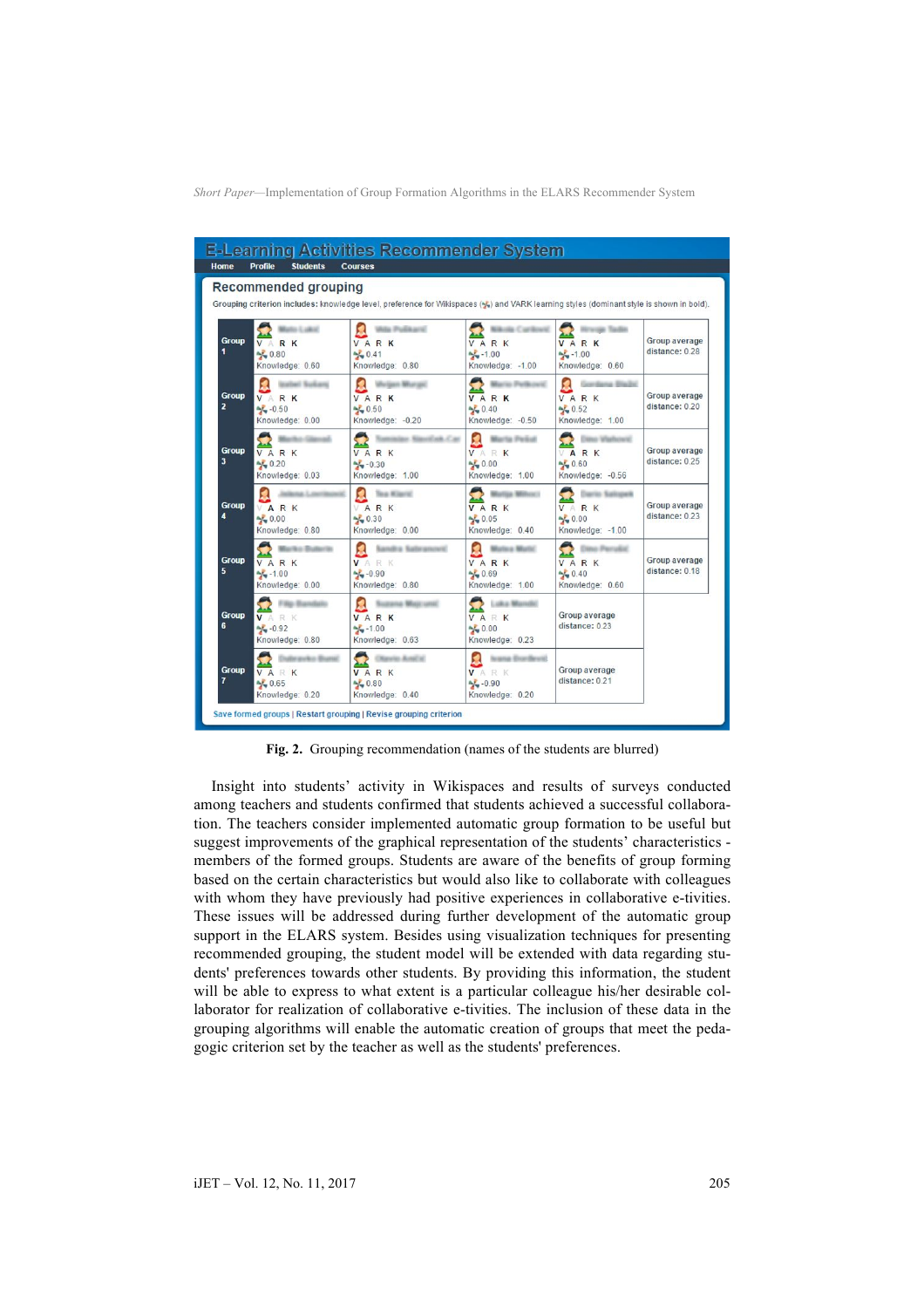| | | | | | |
|---|---|---|---|---|---|
| **Group 1** | V A R K<br>0.80<br>Knowledge: 0.60 | V A R K<br>0.41<br>Knowledge: 0.80 | V A R K<br>-1.00<br>Knowledge: -1.00 | V A R K<br>-1.00<br>Knowledge: 0.60 | Group average distance: 0.28 |
| **Group 2** | V A R K<br>-0.50<br>Knowledge: 0.00 | V A R K<br>0.50<br>Knowledge: -0.20 | V A R K<br>0.40<br>Knowledge: -0.50 | V A R K<br>0.52<br>Knowledge: 1.00 | Group average distance: 0.20 |
| **Group 3** | V A R K<br>0.20<br>Knowledge: 0.03 | V A R K<br>-0.30<br>Knowledge: 1.00 | V A R K<br>0.00<br>Knowledge: 1.00 | V A R K<br>0.60<br>Knowledge: -0.56 | Group average distance: 0.25 |
| **Group 4** | V A R K<br>0.00<br>Knowledge: 0.80 | V A R K<br>0.30<br>Knowledge: 0.00 | V A R K<br>0.05<br>Knowledge: 0.40 | V A R K<br>0.00<br>Knowledge: -1.00 | Group average distance: 0.23 |
| **Group 5** | V A R K<br>-1.00<br>Knowledge: 0.00 | V A R K<br>-0.90<br>Knowledge: 0.80 | V A R K<br>0.69<br>Knowledge: 1.00 | V A R K<br>0.40<br>Knowledge: 0.60 | Group average distance: 0.18 |
| **Group 6** | V A R K<br>-0.92<br>Knowledge: 0.80 | V A R K<br>-1.00<br>Knowledge: 0.63 | V A R K<br>0.00<br>Knowledge: 0.23 | Group average distance: 0.23 | |
| **Group 7** | V A R K<br>0.65<br>Knowledge: 0.20 | V A R K<br>0.80<br>Knowledge: 0.40 | V A R K<br>-0.90<br>Knowledge: 0.20 | Group average distance: 0.21 | |

**Fig. 2.** Grouping recommendation (names of the students are blurred)

Insight into students' activity in Wikispaces and results of surveys conducted among teachers and students confirmed that students achieved a successful collaboration. The teachers consider implemented automatic group formation to be useful but suggest improvements of the graphical representation of the students' characteristics - members of the formed groups. Students are aware of the benefits of group forming based on the certain characteristics but would also like to collaborate with colleagues with whom they have previously had positive experiences in collaborative e-tivities. These issues will be addressed during further development of the automatic group support in the ELARS system. Besides using visualization techniques for presenting recommended grouping, the student model will be extended with data regarding students' preferences towards other students. By providing this information, the student will be able to express to what extent is a particular colleague his/her desirable collaborator for realization of collaborative e-tivities. The inclusion of these data in the grouping algorithms will enable the automatic creation of groups that meet the pedagogic criterion set by the teacher as well as the students' preferences.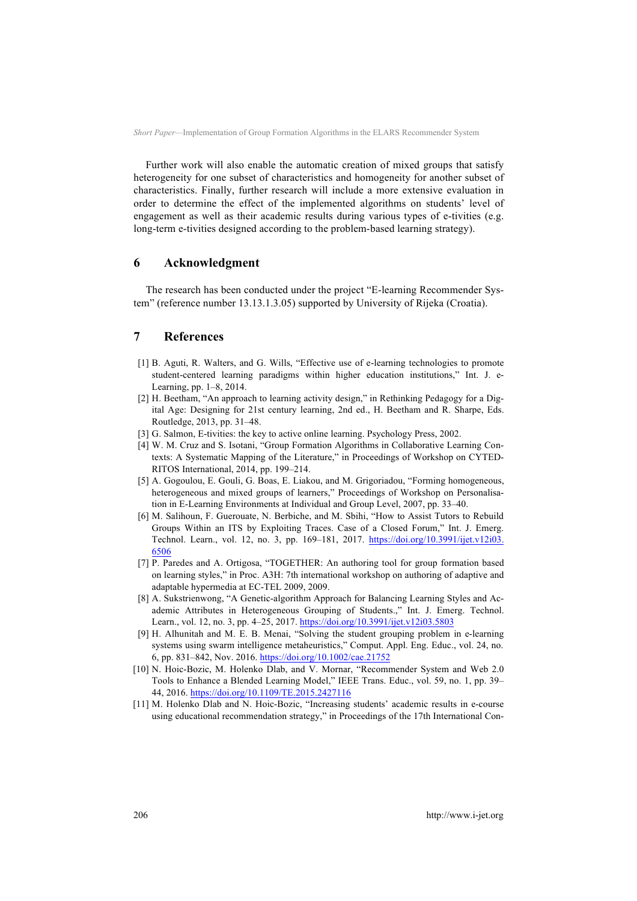Further work will also enable the automatic creation of mixed groups that satisfy heterogeneity for one subset of characteristics and homogeneity for another subset of characteristics. Finally, further research will include a more extensive evaluation in order to determine the effect of the implemented algorithms on students' level of engagement as well as their academic results during various types of e-tivities (e.g. long-term e-tivities designed according to the problem-based learning strategy).

## 6 Acknowledgment

The research has been conducted under the project "E-learning Recommender System" (reference number 13.13.1.3.05) supported by University of Rijeka (Croatia).

## 7 References

[1] B. Aguti, R. Walters, and G. Wills, "Effective use of e-learning technologies to promote student-centered learning paradigms within higher education institutions," Int. J. e-Learning, pp. 1–8, 2014.

[2] H. Beetham, "An approach to learning activity design," in Rethinking Pedagogy for a Digital Age: Designing for 21st century learning, 2nd ed., H. Beetham and R. Sharpe, Eds. Routledge, 2013, pp. 31–48.

[3] G. Salmon, E-tivities: the key to active online learning. Psychology Press, 2002.

[4] W. M. Cruz and S. Isotani, "Group Formation Algorithms in Collaborative Learning Contexts: A Systematic Mapping of the Literature," in Proceedings of Workshop on CYTED-RITOS International, 2014, pp. 199–214.

[5] A. Gogoulou, E. Gouli, G. Boas, E. Liakou, and M. Grigoriadou, "Forming homogeneous, heterogeneous and mixed groups of learners," Proceedings of Workshop on Personalisation in E-Learning Environments at Individual and Group Level, 2007, pp. 33–40.

[6] M. Salihoun, F. Guerouate, N. Berbiche, and M. Sbihi, "How to Assist Tutors to Rebuild Groups Within an ITS by Exploiting Traces. Case of a Closed Forum," Int. J. Emerg. Technol. Learn., vol. 12, no. 3, pp. 169–181, 2017. https://doi.org/10.3991/ijet.v12i03.6506

[7] P. Paredes and A. Ortigosa, "TOGETHER: An authoring tool for group formation based on learning styles," in Proc. A3H: 7th international workshop on authoring of adaptive and adaptable hypermedia at EC-TEL 2009, 2009.

[8] A. Sukstrienwong, "A Genetic-algorithm Approach for Balancing Learning Styles and Academic Attributes in Heterogeneous Grouping of Students.," Int. J. Emerg. Technol. Learn., vol. 12, no. 3, pp. 4–25, 2017. https://doi.org/10.3991/ijet.v12i03.5803

[9] H. Alhunitah and M. E. B. Menai, "Solving the student grouping problem in e-learning systems using swarm intelligence metaheuristics," Comput. Appl. Eng. Educ., vol. 24, no. 6, pp. 831–842, Nov. 2016. https://doi.org/10.1002/cae.21752

[10] N. Hoic-Bozic, M. Holenko Dlab, and V. Mornar, "Recommender System and Web 2.0 Tools to Enhance a Blended Learning Model," IEEE Trans. Educ., vol. 59, no. 1, pp. 39–44, 2016. https://doi.org/10.1109/TE.2015.2427116

[11] M. Holenko Dlab and N. Hoic-Bozic, "Increasing students' academic results in e-course using educational recommendation strategy," in Proceedings of the 17th International Con-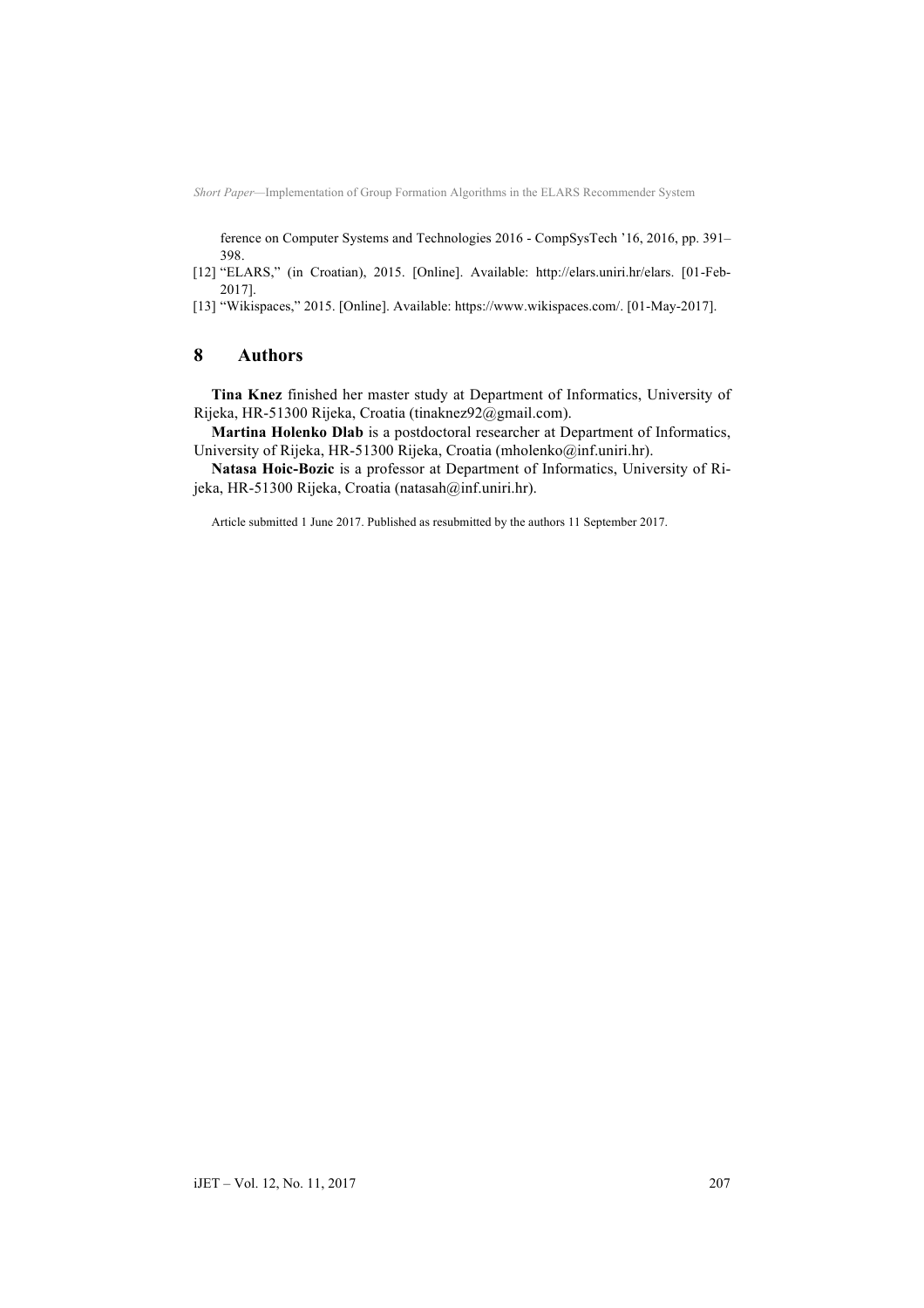ference on Computer Systems and Technologies 2016 - CompSysTech '16, 2016, pp. 391–398.

[12] "ELARS," (in Croatian), 2015. [Online]. Available: http://elars.uniri.hr/elars. [01-Feb-2017].

[13] "Wikispaces," 2015. [Online]. Available: https://www.wikispaces.com/. [01-May-2017].

## 8 Authors

**Tina Knez** finished her master study at Department of Informatics, University of Rijeka, HR-51300 Rijeka, Croatia (tinaknez92@gmail.com).

**Martina Holenko Dlab** is a postdoctoral researcher at Department of Informatics, University of Rijeka, HR-51300 Rijeka, Croatia (mholenko@inf.uniri.hr).

**Natasa Hoic-Bozic** is a professor at Department of Informatics, University of Rijeka, HR-51300 Rijeka, Croatia (natasah@inf.uniri.hr).

Article submitted 1 June 2017. Published as resubmitted by the authors 11 September 2017.